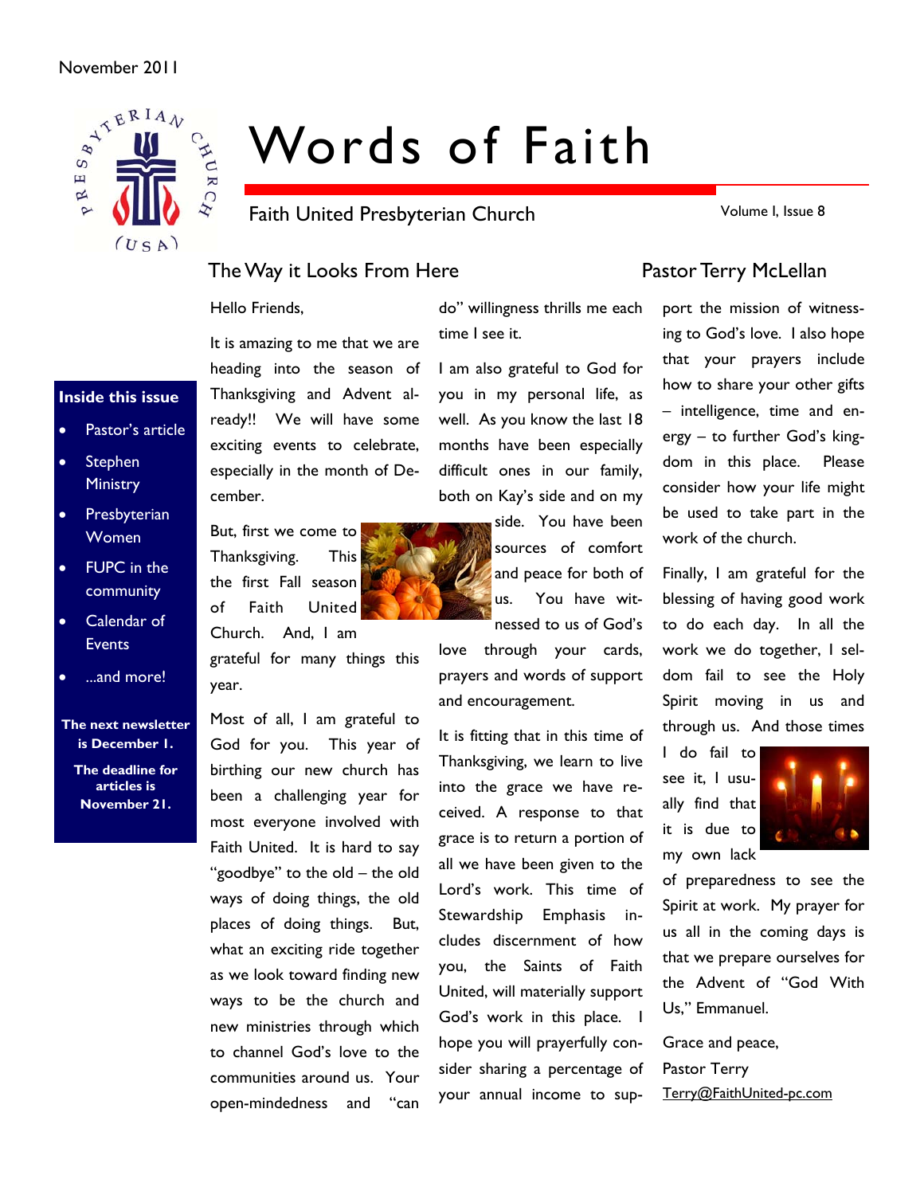November 2011

# Words of Faith

Faith United Presbyterian Church

Volume I, Issue 8

**Inside this issue**

- Pastor's article
- Stephen Ministry
- Presbyterian Women
- FUPC in the community
- Calendar of Events
- ...and more!

**The next newsletter is December 1.**

**The deadline for articles is November 21.**

## The Way it Looks From Here

### Pastor Terry McLellan

Hello Friends,

It is amazing to me that we are heading into the season of Thanksgiving and Advent already!! We will have some exciting events to celebrate, especially in the month of December.

But, first we come to Thanksgiving. This the first Fall season of Faith United Church. And, I am grateful for many things this year.

Most of all, I am grateful to God for you. This year of birthing our new church has been a challenging year for most everyone involved with Faith United. It is hard to say "goodbye" to the old – the old ways of doing things, the old places of doing things. But, what an exciting ride together as we look toward finding new ways to be the church and new ministries through which to channel God's love to the communities around us. Your open-mindedness and "can do" willingness thrills me each time I see it.

I am also grateful to God for you in my personal life, as well. As you know the last 18 months have been especially difficult ones in our family, both on Kay's side and on my side. You have been sources of comfort and peace for both of us. You have witnessed to us of God's love through your cards, prayers and words of support and encouragement.

It is fitting that in this time of Thanksgiving, we learn to live into the grace we have received. A response to that grace is to return a portion of all we have been given to the Lord's work. This time of Stewardship Emphasis includes discernment of how you, the Saints of Faith United, will materially support God's work in this place. I hope you will prayerfully consider sharing a percentage of your annual income to support the mission of witnessing to God's love. I also hope that your prayers include how to share your other gifts – intelligence, time and energy – to further God's kingdom in this place. Please consider how your life might be used to take part in the work of the church.

Finally, I am grateful for the blessing of having good work to do each day. In all the work we do together, I seldom fail to see the Holy Spirit moving in us and through us. And those times I do fail to see it, I usually find that it is due to my own lack of preparedness to see the Spirit at work. My prayer for us all in the coming days is that we prepare ourselves for the Advent of "God With Us," Emmanuel.

Grace and peace,
Pastor Terry
Terry@FaithUnited-pc.com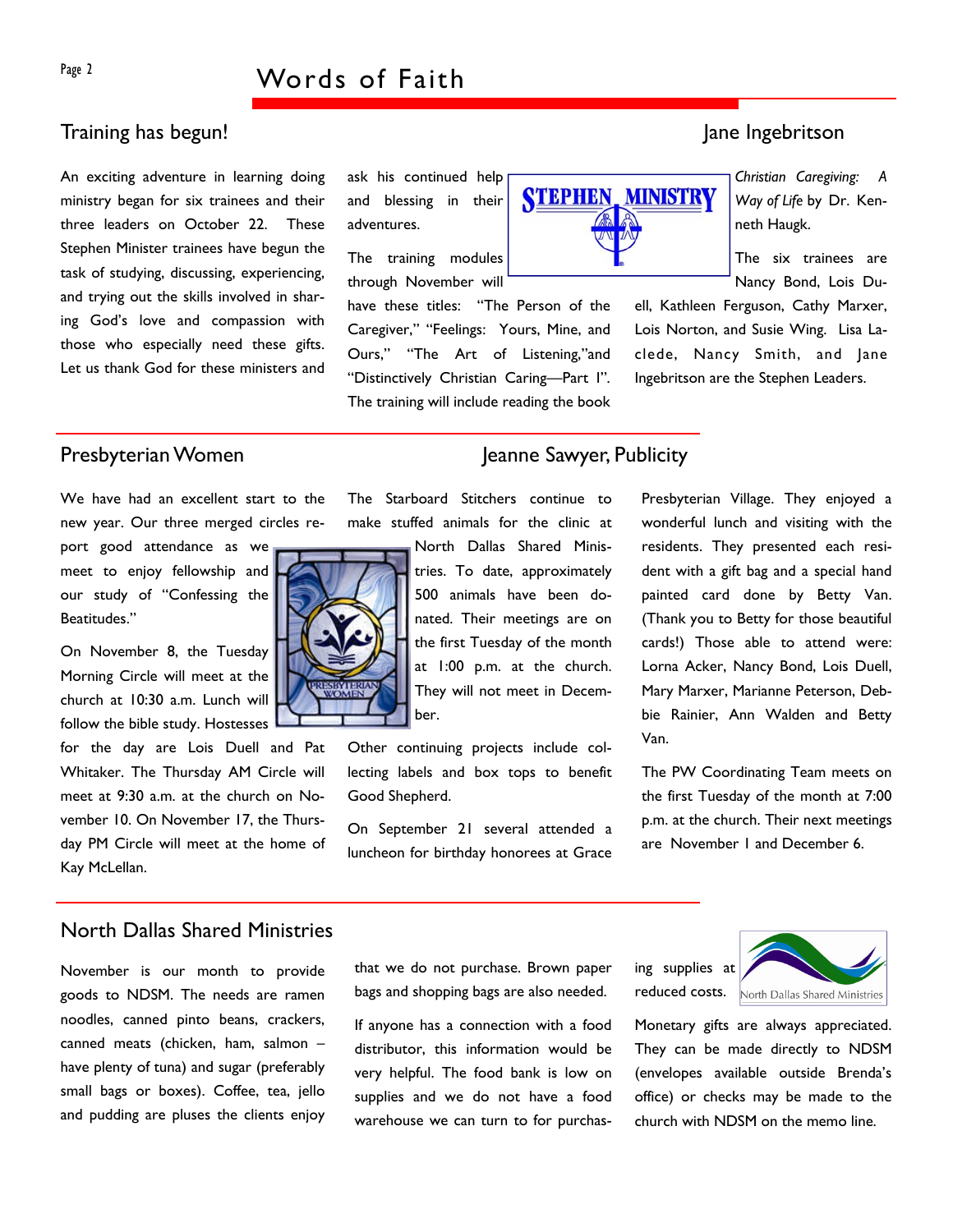## Training has begun!

Jane Ingebritson

An exciting adventure in learning doing ministry began for six trainees and their three leaders on October 22. These Stephen Minister trainees have begun the task of studying, discussing, experiencing, and trying out the skills involved in sharing God's love and compassion with those who especially need these gifts. Let us thank God for these ministers and ask his continued help and blessing in their adventures.

The training modules through November will have these titles: "The Person of the Caregiver," "Feelings: Yours, Mine, and Ours," "The Art of Listening,"and "Distinctively Christian Caring—Part I". The training will include reading the book *Christian Caregiving: A Way of Life* by Dr. Kenneth Haugk.

The six trainees are Nancy Bond, Lois Duell, Kathleen Ferguson, Cathy Marxer, Lois Norton, and Susie Wing. Lisa Laclede, Nancy Smith, and Jane Ingebritson are the Stephen Leaders.

## Presbyterian Women

Jeanne Sawyer, Publicity

We have had an excellent start to the new year. Our three merged circles report good attendance as we meet to enjoy fellowship and our study of "Confessing the Beatitudes."

On November 8, the Tuesday Morning Circle will meet at the church at 10:30 a.m. Lunch will follow the bible study. Hostesses for the day are Lois Duell and Pat Whitaker. The Thursday AM Circle will meet at 9:30 a.m. at the church on November 10. On November 17, the Thursday PM Circle will meet at the home of Kay McLellan.

The Starboard Stitchers continue to make stuffed animals for the clinic at North Dallas Shared Ministries. To date, approximately 500 animals have been donated. Their meetings are on the first Tuesday of the month at 1:00 p.m. at the church. They will not meet in December.

Other continuing projects include collecting labels and box tops to benefit Good Shepherd.

On September 21 several attended a luncheon for birthday honorees at Grace Presbyterian Village. They enjoyed a wonderful lunch and visiting with the residents. They presented each resident with a gift bag and a special hand painted card done by Betty Van. (Thank you to Betty for those beautiful cards!) Those able to attend were: Lorna Acker, Nancy Bond, Lois Duell, Mary Marxer, Marianne Peterson, Debbie Rainier, Ann Walden and Betty Van.

The PW Coordinating Team meets on the first Tuesday of the month at 7:00 p.m. at the church. Their next meetings are November 1 and December 6.

## North Dallas Shared Ministries

November is our month to provide goods to NDSM. The needs are ramen noodles, canned pinto beans, crackers, canned meats (chicken, ham, salmon – have plenty of tuna) and sugar (preferably small bags or boxes). Coffee, tea, jello and pudding are pluses the clients enjoy that we do not purchase. Brown paper bags and shopping bags are also needed.

If anyone has a connection with a food distributor, this information would be very helpful. The food bank is low on supplies and we do not have a food warehouse we can turn to for purchasing supplies at reduced costs.

Monetary gifts are always appreciated. They can be made directly to NDSM (envelopes available outside Brenda's office) or checks may be made to the church with NDSM on the memo line.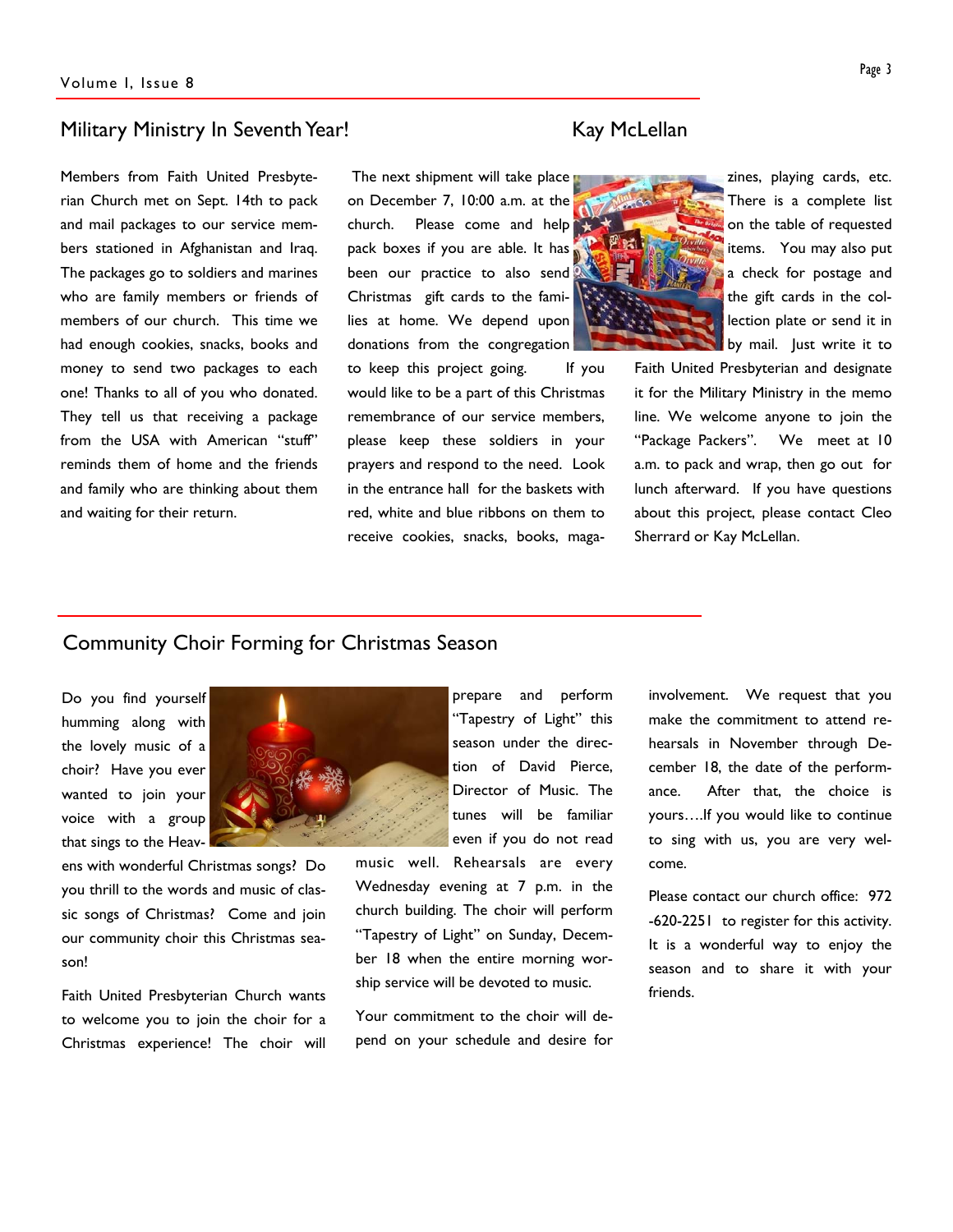## Military Ministry In Seventh Year!

Kay McLellan

Members from Faith United Presbyterian Church met on Sept. 14th to pack and mail packages to our service members stationed in Afghanistan and Iraq. The packages go to soldiers and marines who are family members or friends of members of our church. This time we had enough cookies, snacks, books and money to send two packages to each one! Thanks to all of you who donated. They tell us that receiving a package from the USA with American "stuff" reminds them of home and the friends and family who are thinking about them and waiting for their return.

The next shipment will take place on December 7, 10:00 a.m. at the church. Please come and help pack boxes if you are able. It has been our practice to also send Christmas gift cards to the families at home. We depend upon donations from the congregation to keep this project going. If you would like to be a part of this Christmas remembrance of our service members, please keep these soldiers in your prayers and respond to the need. Look in the entrance hall for the baskets with red, white and blue ribbons on them to receive cookies, snacks, books, magazines, playing cards, etc. There is a complete list on the table of requested items. You may also put a check for postage and the gift cards in the collection plate or send it in by mail. Just write it to Faith United Presbyterian and designate it for the Military Ministry in the memo line. We welcome anyone to join the "Package Packers". We meet at 10 a.m. to pack and wrap, then go out for lunch afterward. If you have questions about this project, please contact Cleo Sherrard or Kay McLellan.

## Community Choir Forming for Christmas Season

Do you find yourself humming along with the lovely music of a choir? Have you ever wanted to join your voice with a group that sings to the Heavens with wonderful Christmas songs? Do you thrill to the words and music of classic songs of Christmas? Come and join our community choir this Christmas season!

Faith United Presbyterian Church wants to welcome you to join the choir for a Christmas experience! The choir will prepare and perform "Tapestry of Light" this season under the direction of David Pierce, Director of Music. The tunes will be familiar even if you do not read music well. Rehearsals are every Wednesday evening at 7 p.m. in the church building. The choir will perform "Tapestry of Light" on Sunday, December 18 when the entire morning worship service will be devoted to music.

Your commitment to the choir will depend on your schedule and desire for involvement. We request that you make the commitment to attend rehearsals in November through December 18, the date of the performance. After that, the choice is yours….If you would like to continue to sing with us, you are very welcome.

Please contact our church office: 972-620-2251 to register for this activity. It is a wonderful way to enjoy the season and to share it with your friends.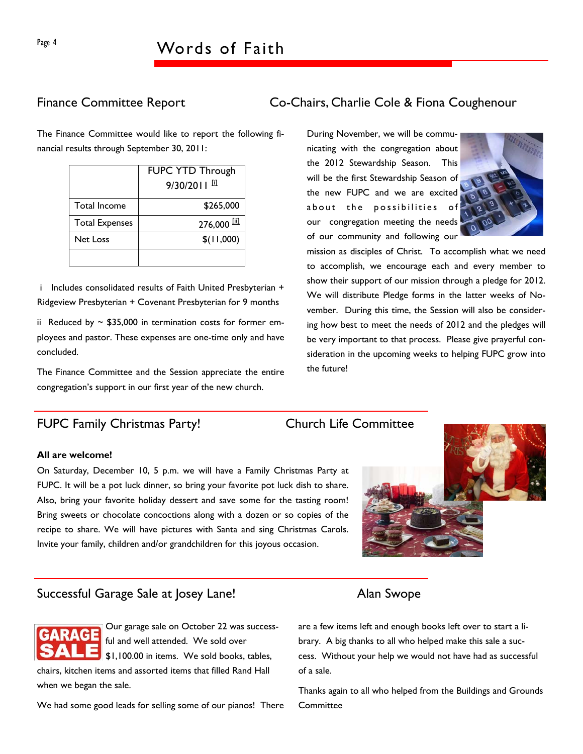## Finance Committee Report — Co-Chairs, Charlie Cole & Fiona Coughenour

The Finance Committee would like to report the following financial results through September 30, 2011:

| | FUPC YTD Through 9/30/2011 [i] |
|---|---|
| Total Income | $265,000 |
| Total Expenses | 276,000 [ii] |
| Net Loss | $(11,000) |
| | |

i Includes consolidated results of Faith United Presbyterian + Ridgeview Presbyterian + Covenant Presbyterian for 9 months

ii Reduced by ~ $35,000 in termination costs for former employees and pastor. These expenses are one-time only and have concluded.

The Finance Committee and the Session appreciate the entire congregation's support in our first year of the new church.

During November, we will be communicating with the congregation about the 2012 Stewardship Season. This will be the first Stewardship Season of the new FUPC and we are excited about the possibilities of our congregation meeting the needs of our community and following our mission as disciples of Christ. To accomplish what we need to accomplish, we encourage each and every member to show their support of our mission through a pledge for 2012. We will distribute Pledge forms in the latter weeks of November. During this time, the Session will also be considering how best to meet the needs of 2012 and the pledges will be very important to that process. Please give prayerful consideration in the upcoming weeks to helping FUPC grow into the future!

## FUPC Family Christmas Party! — Church Life Committee

**All are welcome!**

On Saturday, December 10, 5 p.m. we will have a Family Christmas Party at FUPC. It will be a pot luck dinner, so bring your favorite pot luck dish to share. Also, bring your favorite holiday dessert and save some for the tasting room! Bring sweets or chocolate concoctions along with a dozen or so copies of the recipe to share. We will have pictures with Santa and sing Christmas Carols. Invite your family, children and/or grandchildren for this joyous occasion.

## Successful Garage Sale at Josey Lane! — Alan Swope

Our garage sale on October 22 was successful and well attended. We sold over $1,100.00 in items. We sold books, tables, chairs, kitchen items and assorted items that filled Rand Hall when we began the sale.

We had some good leads for selling some of our pianos! There are a few items left and enough books left over to start a library. A big thanks to all who helped make this sale a success. Without your help we would not have had as successful of a sale.

Thanks again to all who helped from the Buildings and Grounds Committee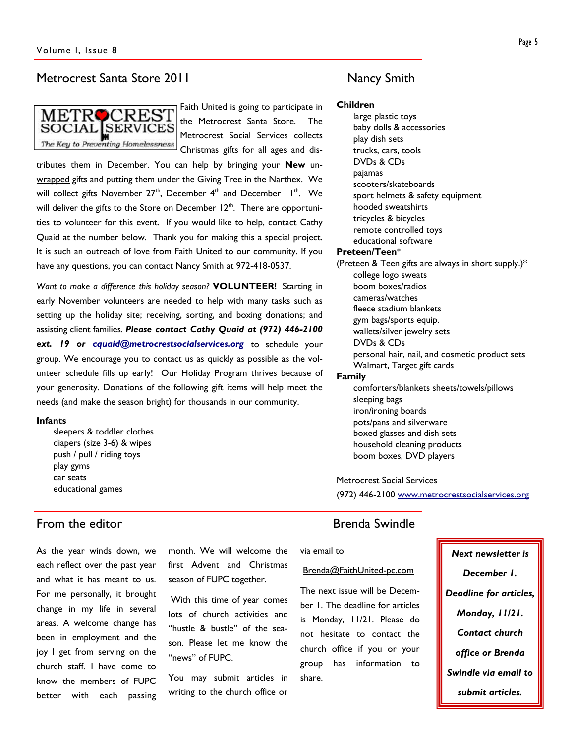## Metrocrest Santa Store 2011

*Nancy Smith*

Faith United is going to participate in the Metrocrest Santa Store. The Metrocrest Social Services collects Christmas gifts for all ages and distributes them in December. You can help by bringing your **New** unwrapped gifts and putting them under the Giving Tree in the Narthex. We will collect gifts November 27th, December 4th and December 11th. We will deliver the gifts to the Store on December 12th. There are opportunities to volunteer for this event. If you would like to help, contact Cathy Quaid at the number below. Thank you for making this a special project. It is such an outreach of love from Faith United to our community. If you have any questions, you can contact Nancy Smith at 972-418-0537.

*Want to make a difference this holiday season?* **VOLUNTEER!** Starting in early November volunteers are needed to help with many tasks such as setting up the holiday site; receiving, sorting, and boxing donations; and assisting client families. ***Please contact Cathy Quaid at (972) 446-2100 ext. 19 or cquaid@metrocrestsocialservices.org*** to schedule your group. We encourage you to contact us as quickly as possible as the volunteer schedule fills up early! Our Holiday Program thrives because of your generosity. Donations of the following gift items will help meet the needs (and make the season bright) for thousands in our community.

**Infants**
- sleepers & toddler clothes
- diapers (size 3-6) & wipes
- push / pull / riding toys
- play gyms
- car seats
- educational games

**Children**
- large plastic toys
- baby dolls & accessories
- play dish sets
- trucks, cars, tools
- DVDs & CDs
- pajamas
- scooters/skateboards
- sport helmets & safety equipment
- hooded sweatshirts
- tricycles & bicycles
- remote controlled toys
- educational software

**Preteen/Teen***
(Preteen & Teen gifts are always in short supply.)*
- college logo sweats
- boom boxes/radios
- cameras/watches
- fleece stadium blankets
- gym bags/sports equip.
- wallets/silver jewelry sets
- DVDs & CDs
- personal hair, nail, and cosmetic product sets
- Walmart, Target gift cards

**Family**
- comforters/blankets sheets/towels/pillows
- sleeping bags
- iron/ironing boards
- pots/pans and silverware
- boxed glasses and dish sets
- household cleaning products
- boom boxes, DVD players

Metrocrest Social Services
(972) 446-2100 www.metrocrestsocialservices.org

## From the editor

*Brenda Swindle*

As the year winds down, we each reflect over the past year and what it has meant to us. For me personally, it brought change in my life in several areas. A welcome change has been in employment and the joy I get from serving on the church staff. I have come to know the members of FUPC better with each passing month. We will welcome the first Advent and Christmas season of FUPC together.

With this time of year comes lots of church activities and "hustle & bustle" of the season. Please let me know the "news" of FUPC.

You may submit articles in writing to the church office or via email to

Brenda@FaithUnited-pc.com

The next issue will be December 1. The deadline for articles is Monday, 11/21. Please do not hesitate to contact the church office if you or your group has information to share.

***Next newsletter is December 1. Deadline for articles, Monday, 11/21. Contact church office or Brenda Swindle via email to submit articles.***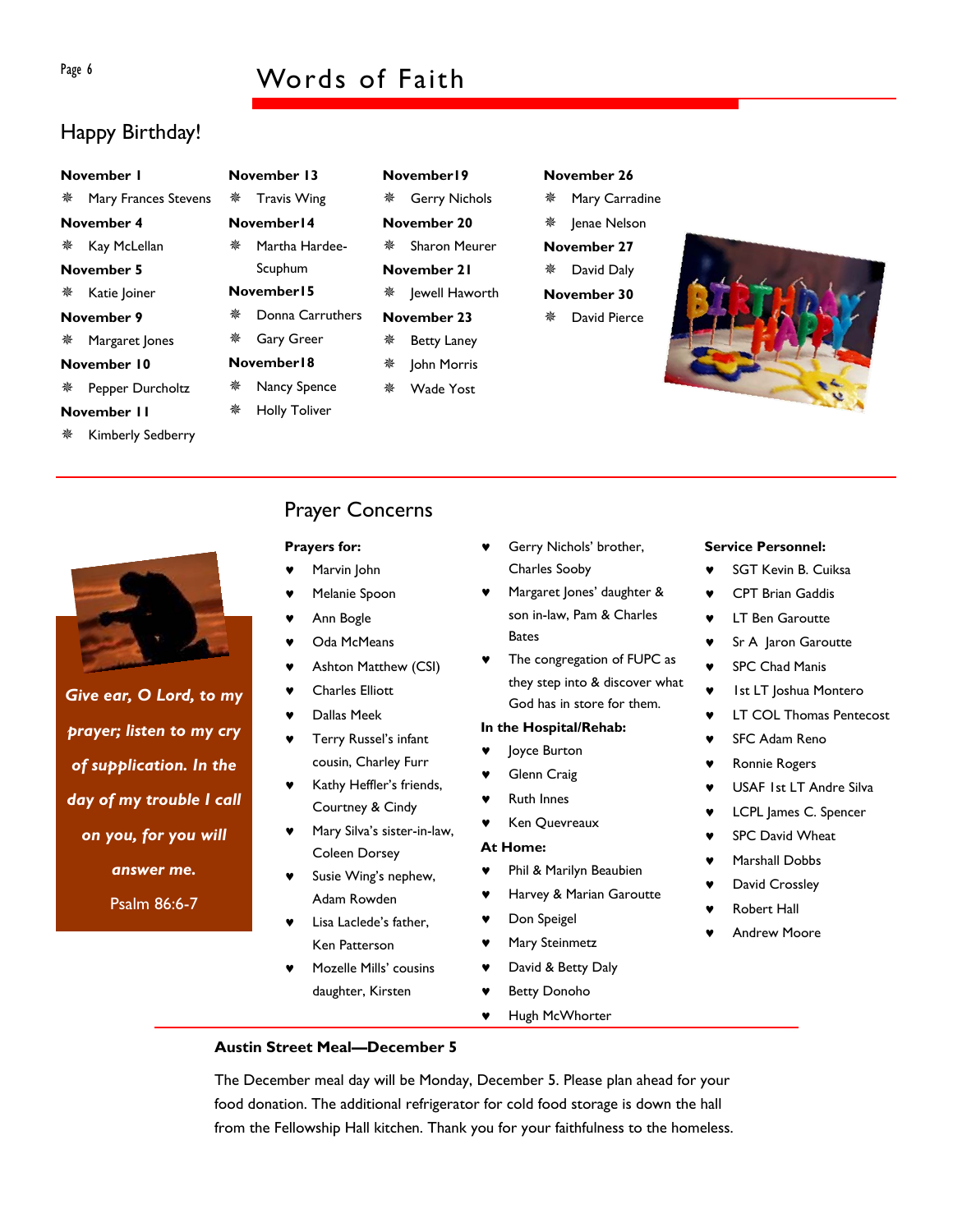## Happy Birthday!

**November 1**
- Mary Frances Stevens

**November 4**
- Kay McLellan

**November 5**
- Katie Joiner

**November 9**
- Margaret Jones

**November 10**
- Pepper Durcholtz

**November 11**
- Kimberly Sedberry

**November 13**
- Travis Wing

**November14**
- Martha Hardee-Scuphum

**November15**
- Donna Carruthers
- Gary Greer

**November18**
- Nancy Spence
- Holly Toliver

**November19**
- Gerry Nichols

**November 20**
- Sharon Meurer

**November 21**
- Jewell Haworth

**November 23**
- Betty Laney
- John Morris
- Wade Yost

**November 26**
- Mary Carradine
- Jenae Nelson

**November 27**
- David Daly

**November 30**
- David Pierce

***Give ear, O Lord, to my prayer; listen to my cry of supplication. In the day of my trouble I call on you, for you will answer me.***

Psalm 86:6-7

## Prayer Concerns

**Prayers for:**
- Marvin John
- Melanie Spoon
- Ann Bogle
- Oda McMeans
- Ashton Matthew (CSI)
- Charles Elliott
- Dallas Meek
- Terry Russel's infant cousin, Charley Furr
- Kathy Heffler's friends, Courtney & Cindy
- Mary Silva's sister-in-law, Coleen Dorsey
- Susie Wing's nephew, Adam Rowden
- Lisa Laclede's father, Ken Patterson
- Mozelle Mills' cousins daughter, Kirsten
- Gerry Nichols' brother, Charles Sooby
- Margaret Jones' daughter & son in-law, Pam & Charles Bates
- The congregation of FUPC as they step into & discover what God has in store for them.

**In the Hospital/Rehab:**
- Joyce Burton
- Glenn Craig
- Ruth Innes
- Ken Quevreaux

**At Home:**
- Phil & Marilyn Beaubien
- Harvey & Marian Garoutte
- Don Speigel
- Mary Steinmetz
- David & Betty Daly
- Betty Donoho
- Hugh McWhorter

**Service Personnel:**
- SGT Kevin B. Cuiksa
- CPT Brian Gaddis
- LT Ben Garoutte
- Sr A Jaron Garoutte
- SPC Chad Manis
- 1st LT Joshua Montero
- LT COL Thomas Pentecost
- SFC Adam Reno
- Ronnie Rogers
- USAF 1st LT Andre Silva
- LCPL James C. Spencer
- SPC David Wheat
- Marshall Dobbs
- David Crossley
- Robert Hall
- Andrew Moore

**Austin Street Meal—December 5**

The December meal day will be Monday, December 5. Please plan ahead for your food donation. The additional refrigerator for cold food storage is down the hall from the Fellowship Hall kitchen. Thank you for your faithfulness to the homeless.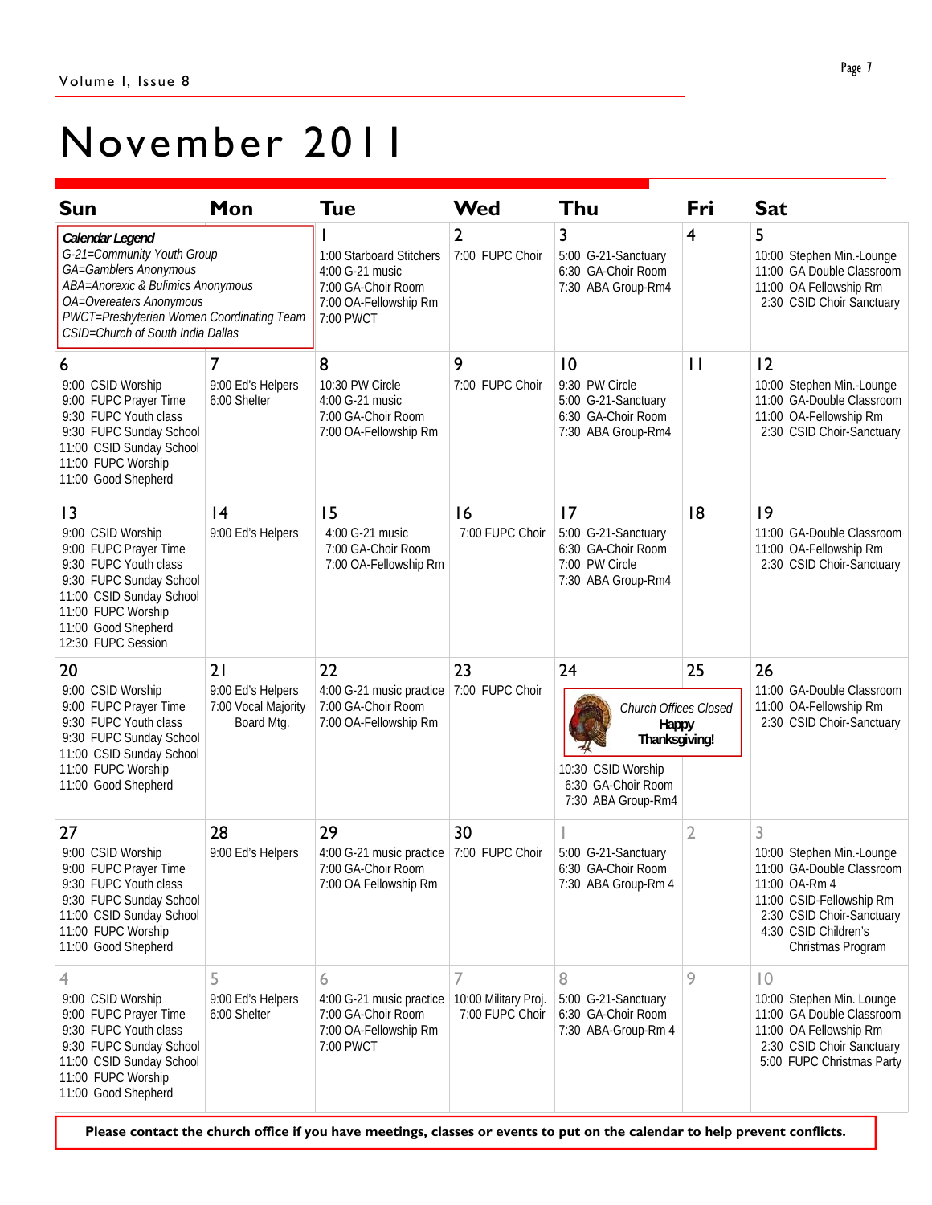# November 2011

| Sun | Mon | Tue | Wed | Thu | Fri | Sat |
|---|---|---|---|---|---|---|
| ***Calendar Legend***<br>*G-21=Community Youth Group*<br>*GA=Gamblers Anonymous*<br>*ABA=Anorexic & Bulimics Anonymous*<br>*OA=Overeaters Anonymous*<br>*PWCT=Presbyterian Women Coordinating Team*<br>*CSID=Church of South India Dallas* | | 1<br>1:00 Starboard Stitchers<br>4:00 G-21 music<br>7:00 GA-Choir Room<br>7:00 OA-Fellowship Rm<br>7:00 PWCT | 2<br>7:00 FUPC Choir | 3<br>5:00 G-21-Sanctuary<br>6:30 GA-Choir Room<br>7:30 ABA Group-Rm4 | 4 | 5<br>10:00 Stephen Min.-Lounge<br>11:00 GA Double Classroom<br>11:00 OA Fellowship Rm<br>2:30 CSID Choir Sanctuary |
| 6<br>9:00 CSID Worship<br>9:00 FUPC Prayer Time<br>9:30 FUPC Youth class<br>9:30 FUPC Sunday School<br>11:00 CSID Sunday School<br>11:00 FUPC Worship<br>11:00 Good Shepherd | 7<br>9:00 Ed's Helpers<br>6:00 Shelter | 8<br>10:30 PW Circle<br>4:00 G-21 music<br>7:00 GA-Choir Room<br>7:00 OA-Fellowship Rm | 9<br>7:00 FUPC Choir | 10<br>9:30 PW Circle<br>5:00 G-21-Sanctuary<br>6:30 GA-Choir Room<br>7:30 ABA Group-Rm4 | 11 | 12<br>10:00 Stephen Min.-Lounge<br>11:00 GA-Double Classroom<br>11:00 OA-Fellowship Rm<br>2:30 CSID Choir-Sanctuary |
| 13<br>9:00 CSID Worship<br>9:00 FUPC Prayer Time<br>9:30 FUPC Youth class<br>9:30 FUPC Sunday School<br>11:00 CSID Sunday School<br>11:00 FUPC Worship<br>11:00 Good Shepherd<br>12:30 FUPC Session | 14<br>9:00 Ed's Helpers | 15<br>4:00 G-21 music<br>7:00 GA-Choir Room<br>7:00 OA-Fellowship Rm | 16<br>7:00 FUPC Choir | 17<br>5:00 G-21-Sanctuary<br>6:30 GA-Choir Room<br>7:00 PW Circle<br>7:30 ABA Group-Rm4 | 18 | 19<br>11:00 GA-Double Classroom<br>11:00 OA-Fellowship Rm<br>2:30 CSID Choir-Sanctuary |
| 20<br>9:00 CSID Worship<br>9:00 FUPC Prayer Time<br>9:30 FUPC Youth class<br>9:30 FUPC Sunday School<br>11:00 CSID Sunday School<br>11:00 FUPC Worship<br>11:00 Good Shepherd | 21<br>9:00 Ed's Helpers<br>7:00 Vocal Majority Board Mtg. | 22<br>4:00 G-21 music practice<br>7:00 GA-Choir Room<br>7:00 OA-Fellowship Rm | 23<br>7:00 FUPC Choir | 24<br>*Church Offices Closed*<br>**Happy Thanksgiving!**<br>10:30 CSID Worship<br>6:30 GA-Choir Room<br>7:30 ABA Group-Rm4 | 25 | 26<br>11:00 GA-Double Classroom<br>11:00 OA-Fellowship Rm<br>2:30 CSID Choir-Sanctuary |
| 27<br>9:00 CSID Worship<br>9:00 FUPC Prayer Time<br>9:30 FUPC Youth class<br>9:30 FUPC Sunday School<br>11:00 CSID Sunday School<br>11:00 FUPC Worship<br>11:00 Good Shepherd | 28<br>9:00 Ed's Helpers | 29<br>4:00 G-21 music practice<br>7:00 GA-Choir Room<br>7:00 OA Fellowship Rm | 30<br>7:00 FUPC Choir | 1<br>5:00 G-21-Sanctuary<br>6:30 GA-Choir Room<br>7:30 ABA Group-Rm 4 | 2 | 3<br>10:00 Stephen Min.-Lounge<br>11:00 GA-Double Classroom<br>11:00 OA-Rm 4<br>11:00 CSID-Fellowship Rm<br>2:30 CSID Choir-Sanctuary<br>4:30 CSID Children's Christmas Program |
| 4<br>9:00 CSID Worship<br>9:00 FUPC Prayer Time<br>9:30 FUPC Youth class<br>9:30 FUPC Sunday School<br>11:00 CSID Sunday School<br>11:00 FUPC Worship<br>11:00 Good Shepherd | 5<br>9:00 Ed's Helpers<br>6:00 Shelter | 6<br>4:00 G-21 music practice<br>7:00 GA-Choir Room<br>7:00 OA-Fellowship Rm<br>7:00 PWCT | 7<br>10:00 Military Proj.<br>7:00 FUPC Choir | 8<br>5:00 G-21-Sanctuary<br>6:30 GA-Choir Room<br>7:30 ABA-Group-Rm 4 | 9 | 10<br>10:00 Stephen Min. Lounge<br>11:00 GA Double Classroom<br>11:00 OA Fellowship Rm<br>2:30 CSID Choir Sanctuary<br>5:00 FUPC Christmas Party |

**Please contact the church office if you have meetings, classes or events to put on the calendar to help prevent conflicts.**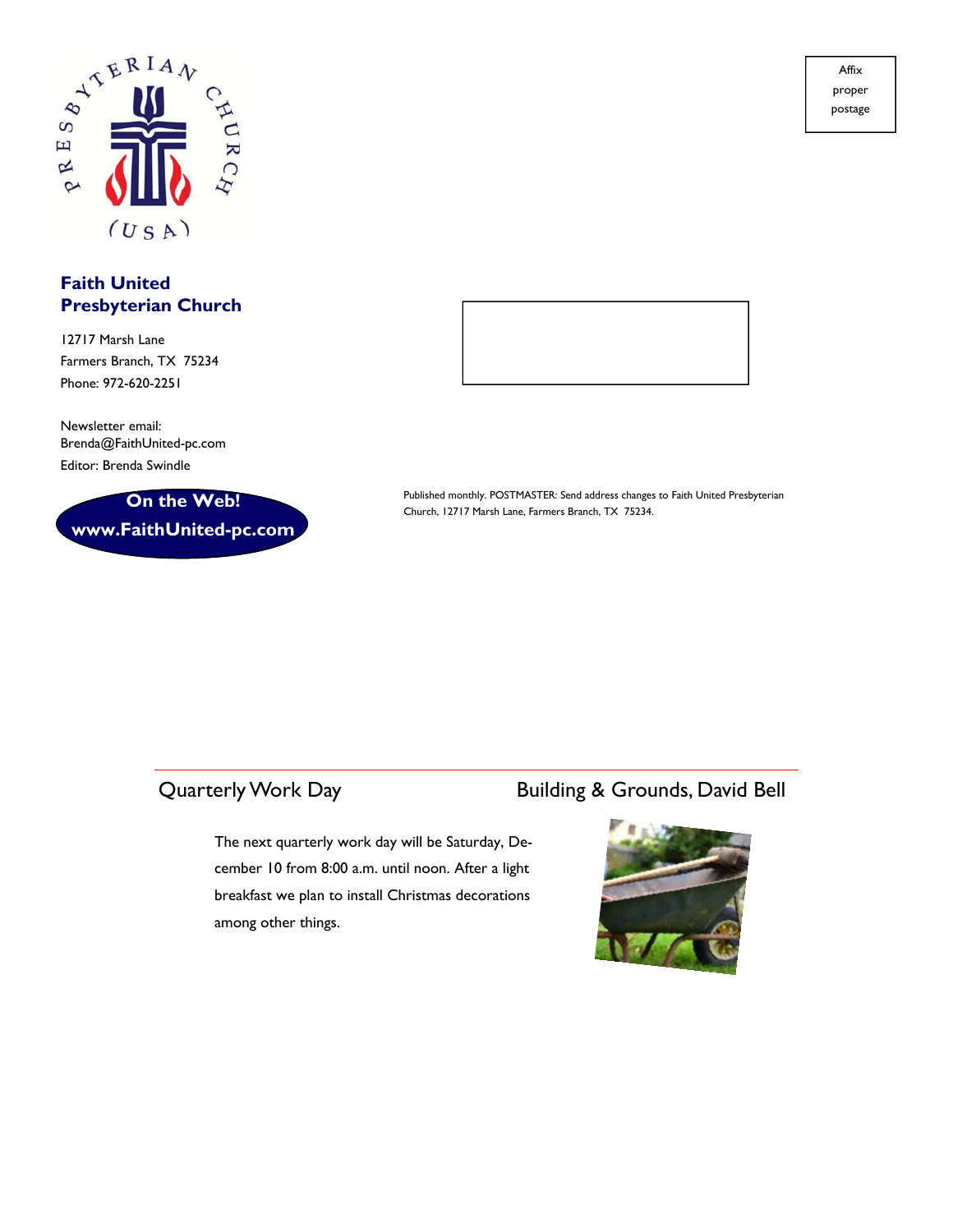Affix proper postage

**Faith United Presbyterian Church**

12717 Marsh Lane
Farmers Branch, TX 75234
Phone: 972-620-2251

Newsletter email:
Brenda@FaithUnited-pc.com
Editor: Brenda Swindle

**On the Web!**
**www.FaithUnited-pc.com**

Published monthly. POSTMASTER: Send address changes to Faith United Presbyterian Church, 12717 Marsh Lane, Farmers Branch, TX 75234.

## Quarterly Work Day

### Building & Grounds, David Bell

The next quarterly work day will be Saturday, December 10 from 8:00 a.m. until noon. After a light breakfast we plan to install Christmas decorations among other things.